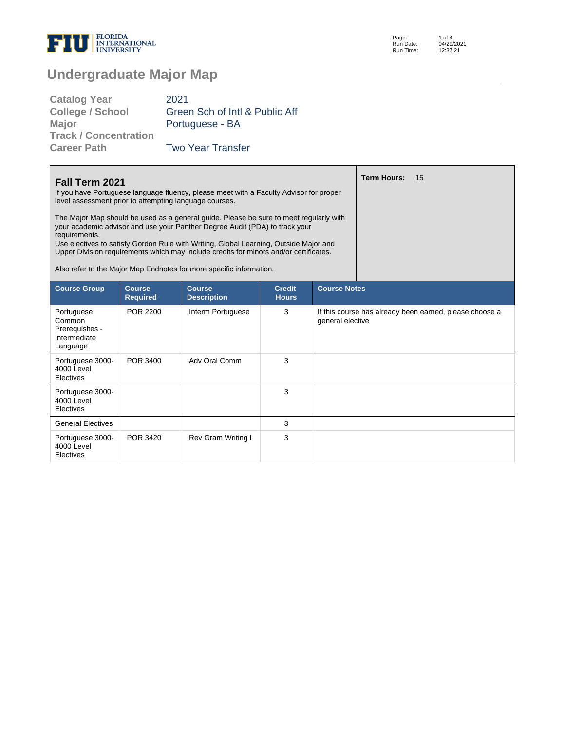# Undergraduate Major Map

| | |
|---|---|
| **Catalog Year** | 2021 |
| **College / School** | Green Sch of Intl & Public Aff |
| **Major** | Portuguese - BA |
| **Track / Concentration** | |
| **Career Path** | Two Year Transfer |

## Fall Term 2021

**Term Hours:** 15

If you have Portuguese language fluency, please meet with a Faculty Advisor for proper level assessment prior to attempting language courses.

The Major Map should be used as a general guide. Please be sure to meet regularly with your academic advisor and use your Panther Degree Audit (PDA) to track your requirements.
Use electives to satisfy Gordon Rule with Writing, Global Learning, Outside Major and Upper Division requirements which may include credits for minors and/or certificates.

Also refer to the Major Map Endnotes for more specific information.

| Course Group | Course Required | Course Description | Credit Hours | Course Notes |
|---|---|---|---|---|
| Portuguese Common Prerequisites - Intermediate Language | POR 2200 | Interm Portuguese | 3 | If this course has already been earned, please choose a general elective |
| Portuguese 3000-4000 Level Electives | POR 3400 | Adv Oral Comm | 3 | |
| Portuguese 3000-4000 Level Electives | | | 3 | |
| General Electives | | | 3 | |
| Portuguese 3000-4000 Level Electives | POR 3420 | Rev Gram Writing I | 3 | |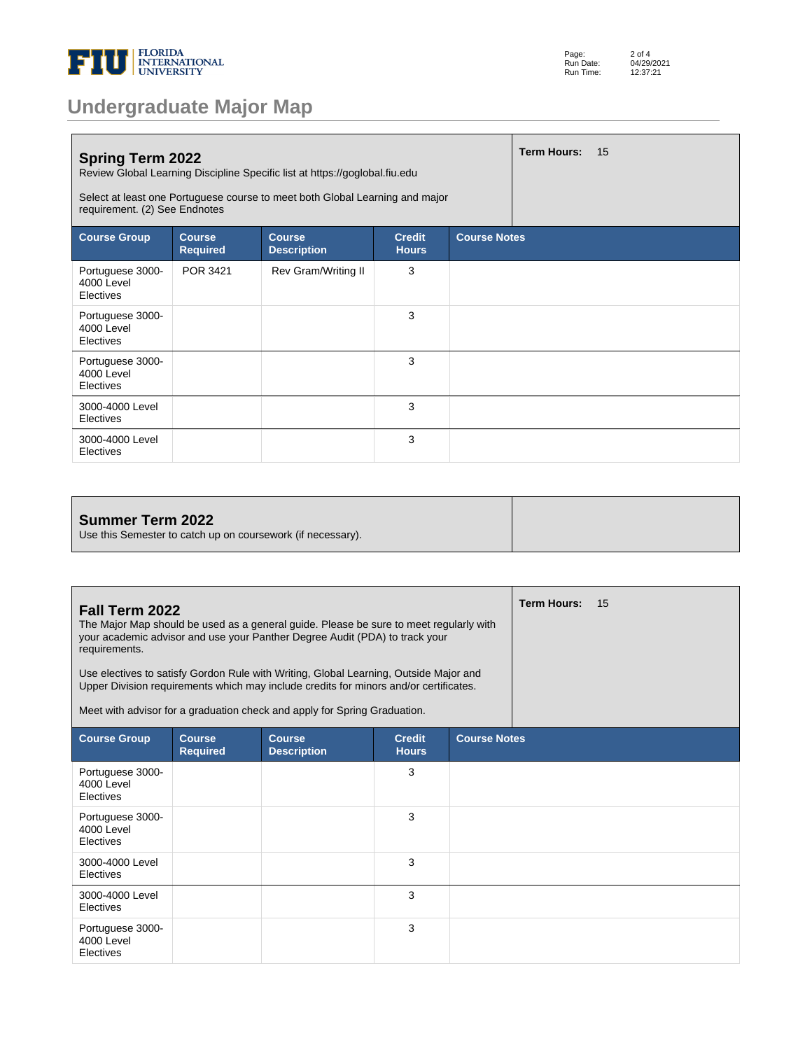# Undergraduate Major Map

## Spring Term 2022

Review Global Learning Discipline Specific list at https://goglobal.fiu.edu

Select at least one Portuguese course to meet both Global Learning and major requirement. (2) See Endnotes

**Term Hours:** 15

| Course Group | Course Required | Course Description | Credit Hours | Course Notes |
|---|---|---|---|---|
| Portuguese 3000-4000 Level Electives | POR 3421 | Rev Gram/Writing II | 3 | |
| Portuguese 3000-4000 Level Electives | | | 3 | |
| Portuguese 3000-4000 Level Electives | | | 3 | |
| 3000-4000 Level Electives | | | 3 | |
| 3000-4000 Level Electives | | | 3 | |

## Summer Term 2022

Use this Semester to catch up on coursework (if necessary).

## Fall Term 2022

The Major Map should be used as a general guide. Please be sure to meet regularly with your academic advisor and use your Panther Degree Audit (PDA) to track your requirements.

Use electives to satisfy Gordon Rule with Writing, Global Learning, Outside Major and Upper Division requirements which may include credits for minors and/or certificates.

Meet with advisor for a graduation check and apply for Spring Graduation.

**Term Hours:** 15

| Course Group | Course Required | Course Description | Credit Hours | Course Notes |
|---|---|---|---|---|
| Portuguese 3000-4000 Level Electives | | | 3 | |
| Portuguese 3000-4000 Level Electives | | | 3 | |
| 3000-4000 Level Electives | | | 3 | |
| 3000-4000 Level Electives | | | 3 | |
| Portuguese 3000-4000 Level Electives | | | 3 | |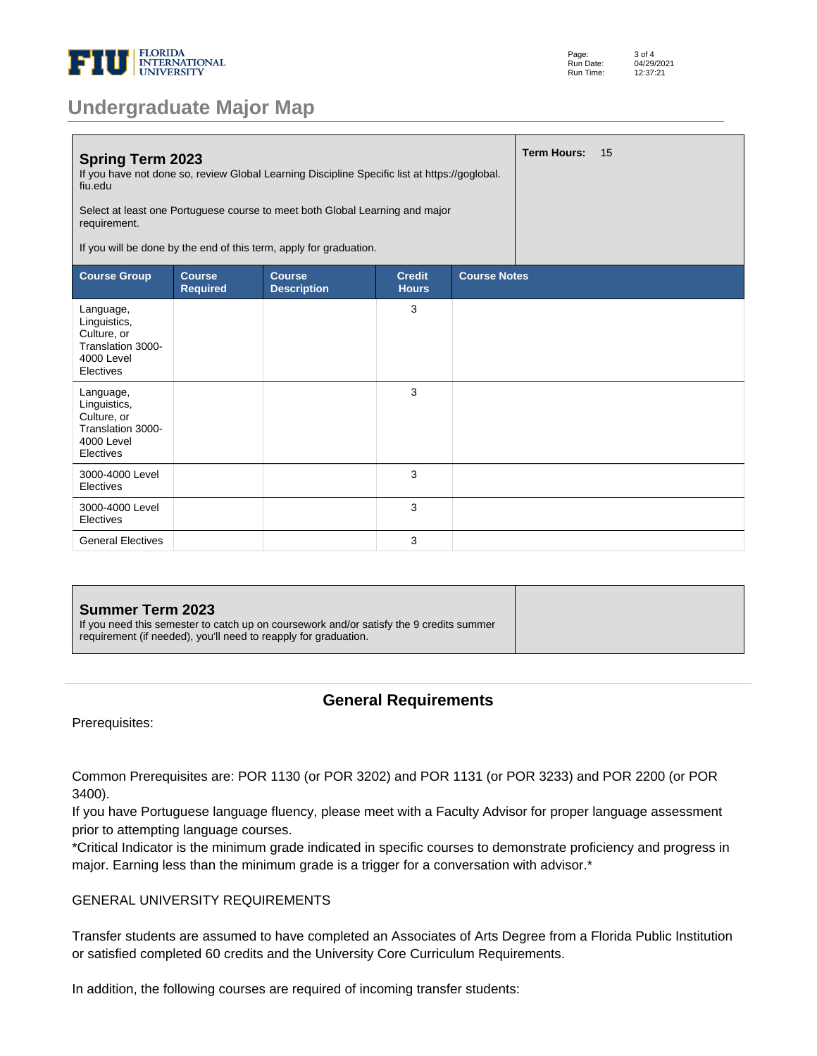# Undergraduate Major Map

## Spring Term 2023

**Term Hours:** 15

If you have not done so, review Global Learning Discipline Specific list at https://goglobal.fiu.edu

Select at least one Portuguese course to meet both Global Learning and major requirement.

If you will be done by the end of this term, apply for graduation.

| Course Group | Course Required | Course Description | Credit Hours | Course Notes |
|---|---|---|---|---|
| Language, Linguistics, Culture, or Translation 3000-4000 Level Electives | | | 3 | |
| Language, Linguistics, Culture, or Translation 3000-4000 Level Electives | | | 3 | |
| 3000-4000 Level Electives | | | 3 | |
| 3000-4000 Level Electives | | | 3 | |
| General Electives | | | 3 | |

## Summer Term 2023

If you need this semester to catch up on coursework and/or satisfy the 9 credits summer requirement (if needed), you'll need to reapply for graduation.

## General Requirements

Prerequisites:

Common Prerequisites are: POR 1130 (or POR 3202) and POR 1131 (or POR 3233) and POR 2200 (or POR 3400).
If you have Portuguese language fluency, please meet with a Faculty Advisor for proper language assessment prior to attempting language courses.
*Critical Indicator is the minimum grade indicated in specific courses to demonstrate proficiency and progress in major. Earning less than the minimum grade is a trigger for a conversation with advisor.*

GENERAL UNIVERSITY REQUIREMENTS

Transfer students are assumed to have completed an Associates of Arts Degree from a Florida Public Institution or satisfied completed 60 credits and the University Core Curriculum Requirements.

In addition, the following courses are required of incoming transfer students: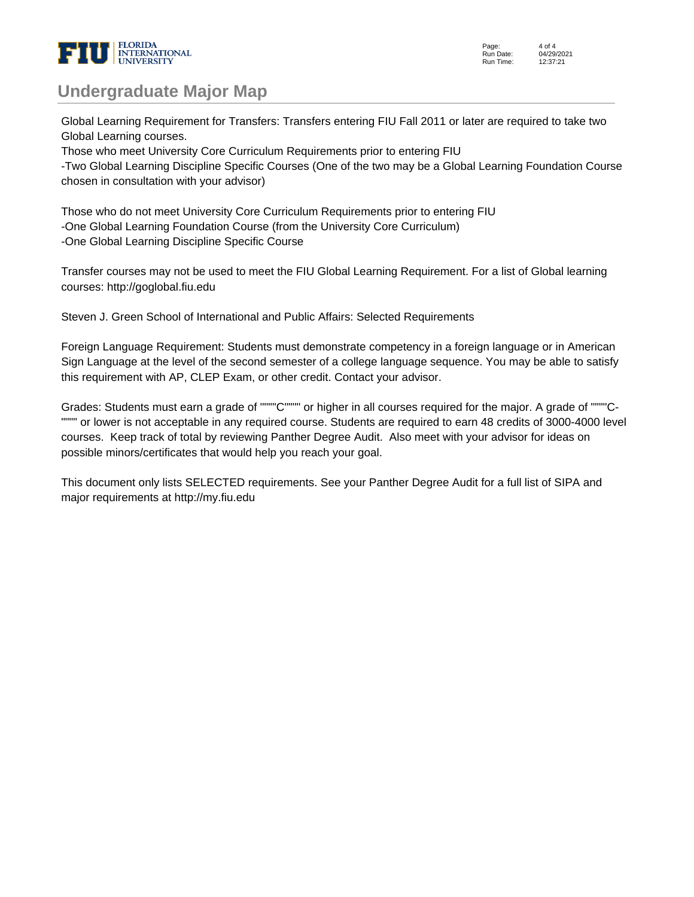# Undergraduate Major Map

Global Learning Requirement for Transfers: Transfers entering FIU Fall 2011 or later are required to take two Global Learning courses.
Those who meet University Core Curriculum Requirements prior to entering FIU
-Two Global Learning Discipline Specific Courses (One of the two may be a Global Learning Foundation Course chosen in consultation with your advisor)

Those who do not meet University Core Curriculum Requirements prior to entering FIU
-One Global Learning Foundation Course (from the University Core Curriculum)
-One Global Learning Discipline Specific Course

Transfer courses may not be used to meet the FIU Global Learning Requirement. For a list of Global learning courses: http://goglobal.fiu.edu

Steven J. Green School of International and Public Affairs: Selected Requirements

Foreign Language Requirement: Students must demonstrate competency in a foreign language or in American Sign Language at the level of the second semester of a college language sequence. You may be able to satisfy this requirement with AP, CLEP Exam, or other credit. Contact your advisor.

Grades: Students must earn a grade of """"C"""" or higher in all courses required for the major. A grade of """"C-"""" or lower is not acceptable in any required course. Students are required to earn 48 credits of 3000-4000 level courses. Keep track of total by reviewing Panther Degree Audit. Also meet with your advisor for ideas on possible minors/certificates that would help you reach your goal.

This document only lists SELECTED requirements. See your Panther Degree Audit for a full list of SIPA and major requirements at http://my.fiu.edu